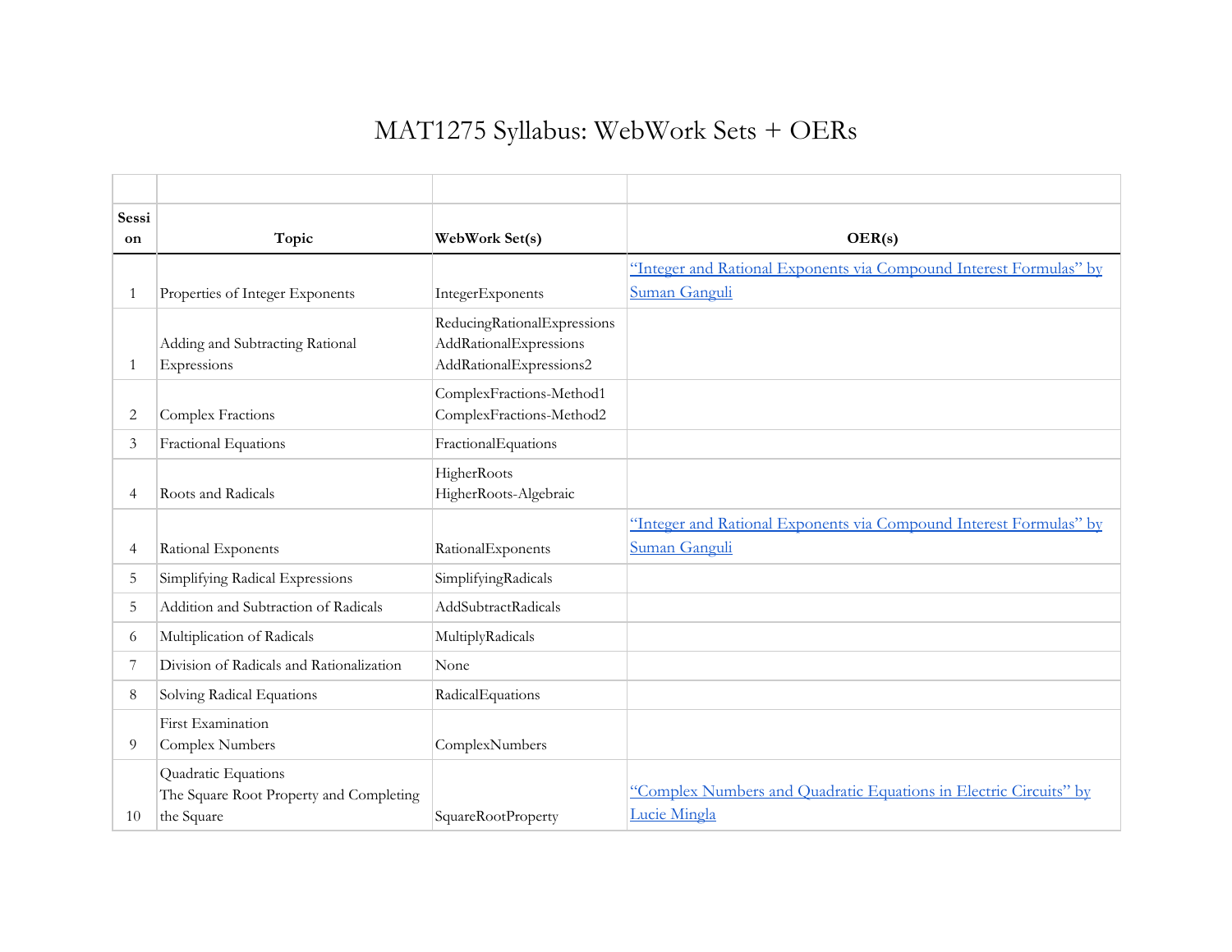# MAT1275 Syllabus: WebWork Sets + OERs

| Session | Topic | WebWork Set(s) | OER(s) |
|---|---|---|---|
| 1 | Properties of Integer Exponents | IntegerExponents | "Integer and Rational Exponents via Compound Interest Formulas" by Suman Ganguli |
| 1 | Adding and Subtracting Rational Expressions | ReducingRationalExpressions<br>AddRationalExpressions<br>AddRationalExpressions2 | |
| 2 | Complex Fractions | ComplexFractions-Method1<br>ComplexFractions-Method2 | |
| 3 | Fractional Equations | FractionalEquations | |
| 4 | Roots and Radicals | HigherRoots<br>HigherRoots-Algebraic | |
| 4 | Rational Exponents | RationalExponents | "Integer and Rational Exponents via Compound Interest Formulas" by Suman Ganguli |
| 5 | Simplifying Radical Expressions | SimplifyingRadicals | |
| 5 | Addition and Subtraction of Radicals | AddSubtractRadicals | |
| 6 | Multiplication of Radicals | MultiplyRadicals | |
| 7 | Division of Radicals and Rationalization | None | |
| 8 | Solving Radical Equations | RadicalEquations | |
| 9 | First Examination<br>Complex Numbers | ComplexNumbers | |
| 10 | Quadratic Equations<br>The Square Root Property and Completing the Square | SquareRootProperty | "Complex Numbers and Quadratic Equations in Electric Circuits" by Lucie Mingla |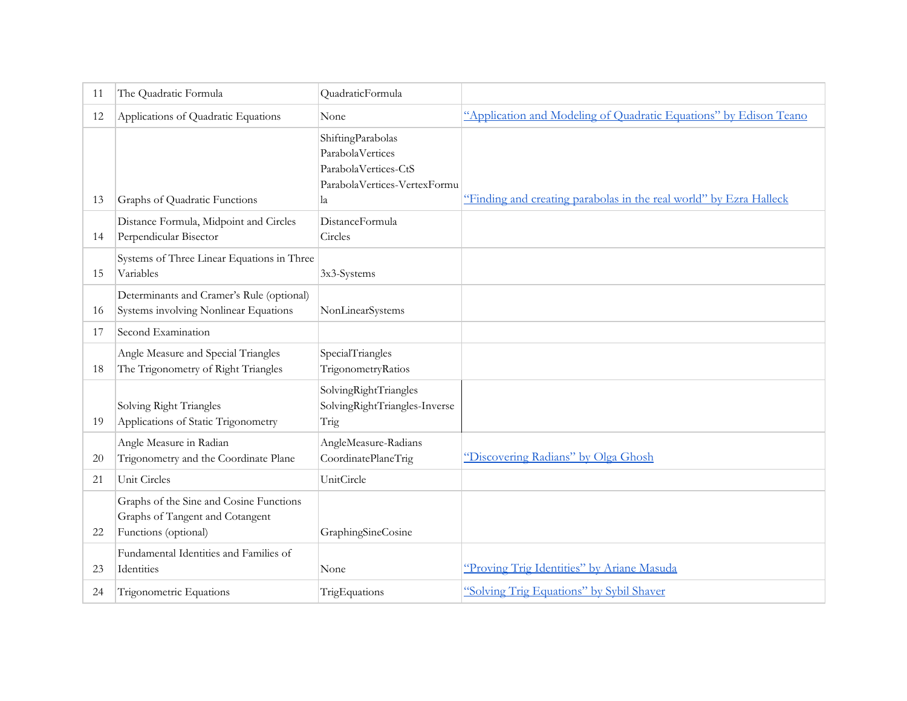| 11 | The Quadratic Formula | QuadraticFormula | |
|---|---|---|---|
| 12 | Applications of Quadratic Equations | None | "Application and Modeling of Quadratic Equations" by Edison Teano |
| 13 | Graphs of Quadratic Functions | ShiftingParabolas<br>ParabolaVertices<br>ParabolaVertices-CtS<br>ParabolaVertices-VertexFormula | "Finding and creating parabolas in the real world" by Ezra Halleck |
| 14 | Distance Formula, Midpoint and Circles<br>Perpendicular Bisector | DistanceFormula<br>Circles | |
| 15 | Systems of Three Linear Equations in Three Variables | 3x3-Systems | |
| 16 | Determinants and Cramer's Rule (optional)<br>Systems involving Nonlinear Equations | NonLinearSystems | |
| 17 | Second Examination | | |
| 18 | Angle Measure and Special Triangles<br>The Trigonometry of Right Triangles | SpecialTriangles<br>TrigonometryRatios | |
| 19 | Solving Right Triangles<br>Applications of Static Trigonometry | SolvingRightTriangles<br>SolvingRightTriangles-InverseTrig | |
| 20 | Angle Measure in Radian<br>Trigonometry and the Coordinate Plane | AngleMeasure-Radians<br>CoordinatePlaneTrig | "Discovering Radians" by Olga Ghosh |
| 21 | Unit Circles | UnitCircle | |
| 22 | Graphs of the Sine and Cosine Functions<br>Graphs of Tangent and Cotangent Functions (optional) | GraphingSineCosine | |
| 23 | Fundamental Identities and Families of Identities | None | "Proving Trig Identities" by Ariane Masuda |
| 24 | Trigonometric Equations | TrigEquations | "Solving Trig Equations" by Sybil Shaver |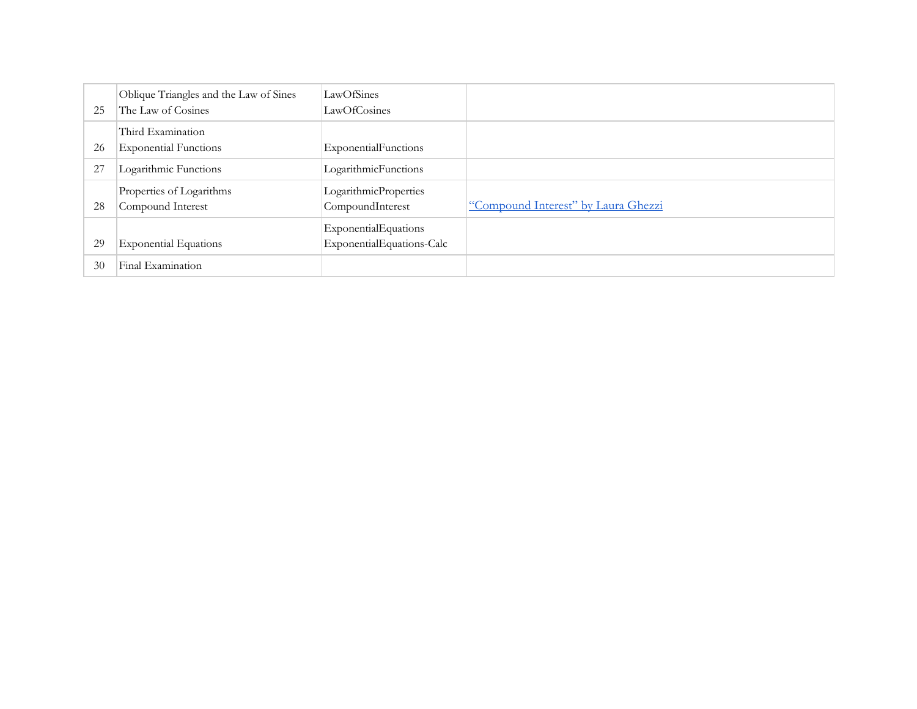| | | | |
|---|---|---|---|
| 25 | Oblique Triangles and the Law of Sines<br>The Law of Cosines | LawOfSines<br>LawOfCosines | |
| 26 | Third Examination<br>Exponential Functions | ExponentialFunctions | |
| 27 | Logarithmic Functions | LogarithmicFunctions | |
| 28 | Properties of Logarithms<br>Compound Interest | LogarithmicProperties<br>CompoundInterest | “Compound Interest” by Laura Ghezzi |
| 29 | Exponential Equations | ExponentialEquations<br>ExponentialEquations-Calc | |
| 30 | Final Examination | | |